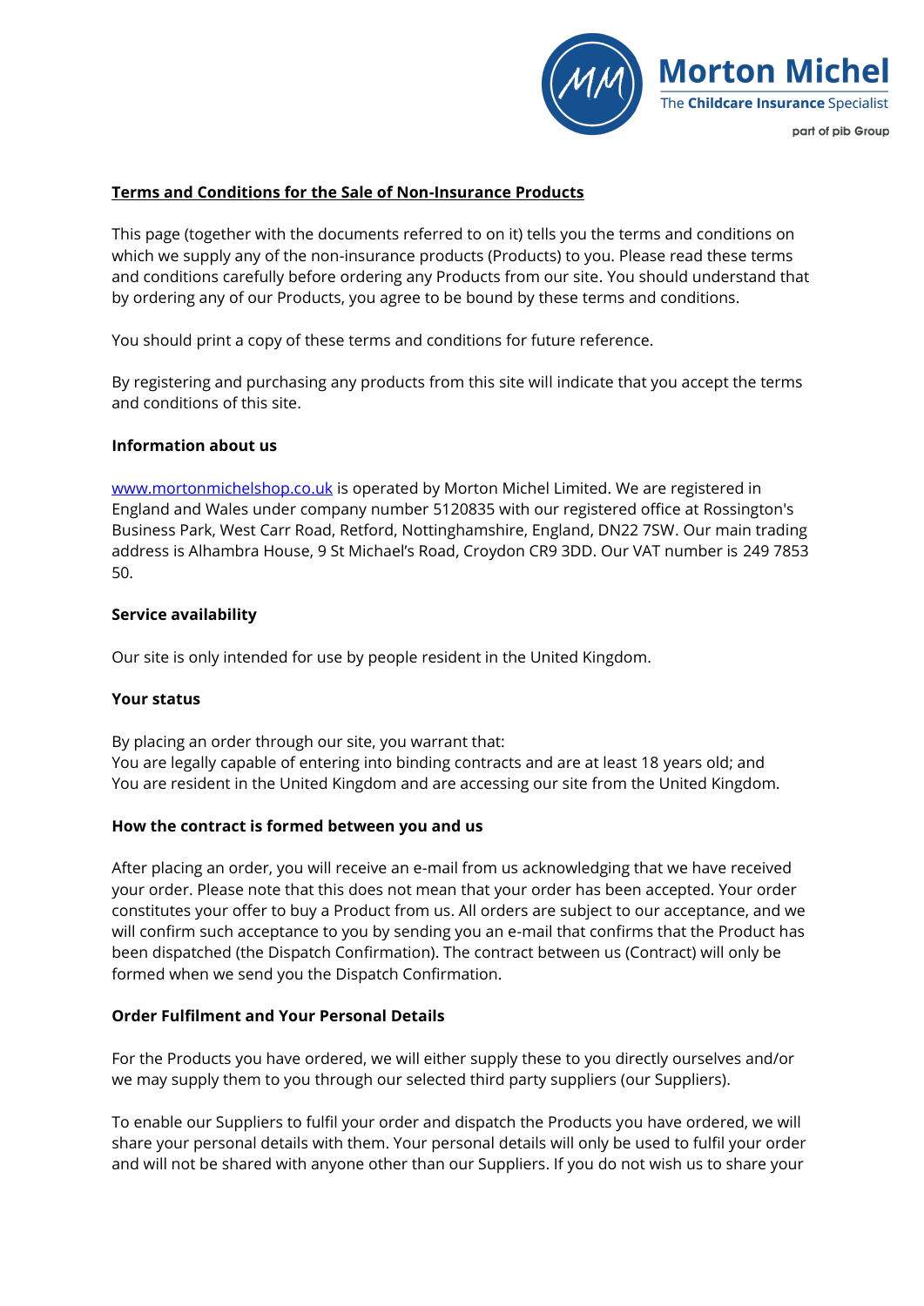**Terms and Conditions for the Sale of Non-Insurance Products**

This page (together with the documents referred to on it) tells you the terms and conditions on which we supply any of the non-insurance products (Products) to you. Please read these terms and conditions carefully before ordering any Products from our site. You should understand that by ordering any of our Products, you agree to be bound by these terms and conditions.

You should print a copy of these terms and conditions for future reference.

By registering and purchasing any products from this site will indicate that you accept the terms and conditions of this site.

**Information about us**

[www.mortonmichelshop.co.uk](http://www.mortonmichelshop.co.uk) is operated by Morton Michel Limited. We are registered in England and Wales under company number 5120835 with our registered office at Rossington's Business Park, West Carr Road, Retford, Nottinghamshire, England, DN22 7SW. Our main trading address is Alhambra House, 9 St Michael's Road, Croydon CR9 3DD. Our VAT number is 249 7853 50.

**Service availability**

Our site is only intended for use by people resident in the United Kingdom.

**Your status**

By placing an order through our site, you warrant that:
You are legally capable of entering into binding contracts and are at least 18 years old; and
You are resident in the United Kingdom and are accessing our site from the United Kingdom.

**How the contract is formed between you and us**

After placing an order, you will receive an e-mail from us acknowledging that we have received your order. Please note that this does not mean that your order has been accepted. Your order constitutes your offer to buy a Product from us. All orders are subject to our acceptance, and we will confirm such acceptance to you by sending you an e-mail that confirms that the Product has been dispatched (the Dispatch Confirmation). The contract between us (Contract) will only be formed when we send you the Dispatch Confirmation.

**Order Fulfilment and Your Personal Details**

For the Products you have ordered, we will either supply these to you directly ourselves and/or we may supply them to you through our selected third party suppliers (our Suppliers).

To enable our Suppliers to fulfil your order and dispatch the Products you have ordered, we will share your personal details with them. Your personal details will only be used to fulfil your order and will not be shared with anyone other than our Suppliers. If you do not wish us to share your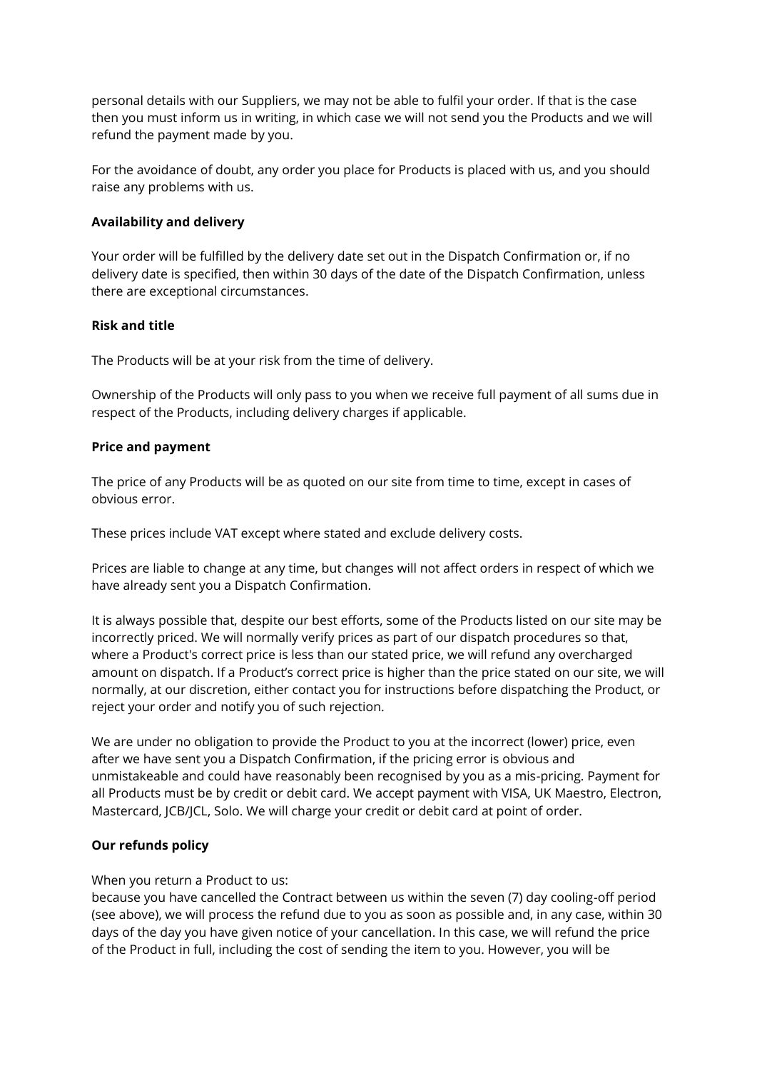personal details with our Suppliers, we may not be able to fulfil your order. If that is the case then you must inform us in writing, in which case we will not send you the Products and we will refund the payment made by you.

For the avoidance of doubt, any order you place for Products is placed with us, and you should raise any problems with us.

**Availability and delivery**

Your order will be fulfilled by the delivery date set out in the Dispatch Confirmation or, if no delivery date is specified, then within 30 days of the date of the Dispatch Confirmation, unless there are exceptional circumstances.

**Risk and title**

The Products will be at your risk from the time of delivery.

Ownership of the Products will only pass to you when we receive full payment of all sums due in respect of the Products, including delivery charges if applicable.

**Price and payment**

The price of any Products will be as quoted on our site from time to time, except in cases of obvious error.

These prices include VAT except where stated and exclude delivery costs.

Prices are liable to change at any time, but changes will not affect orders in respect of which we have already sent you a Dispatch Confirmation.

It is always possible that, despite our best efforts, some of the Products listed on our site may be incorrectly priced. We will normally verify prices as part of our dispatch procedures so that, where a Product's correct price is less than our stated price, we will refund any overcharged amount on dispatch. If a Product's correct price is higher than the price stated on our site, we will normally, at our discretion, either contact you for instructions before dispatching the Product, or reject your order and notify you of such rejection.

We are under no obligation to provide the Product to you at the incorrect (lower) price, even after we have sent you a Dispatch Confirmation, if the pricing error is obvious and unmistakeable and could have reasonably been recognised by you as a mis-pricing. Payment for all Products must be by credit or debit card. We accept payment with VISA, UK Maestro, Electron, Mastercard, JCB/JCL, Solo. We will charge your credit or debit card at point of order.

**Our refunds policy**

When you return a Product to us:
because you have cancelled the Contract between us within the seven (7) day cooling-off period (see above), we will process the refund due to you as soon as possible and, in any case, within 30 days of the day you have given notice of your cancellation. In this case, we will refund the price of the Product in full, including the cost of sending the item to you. However, you will be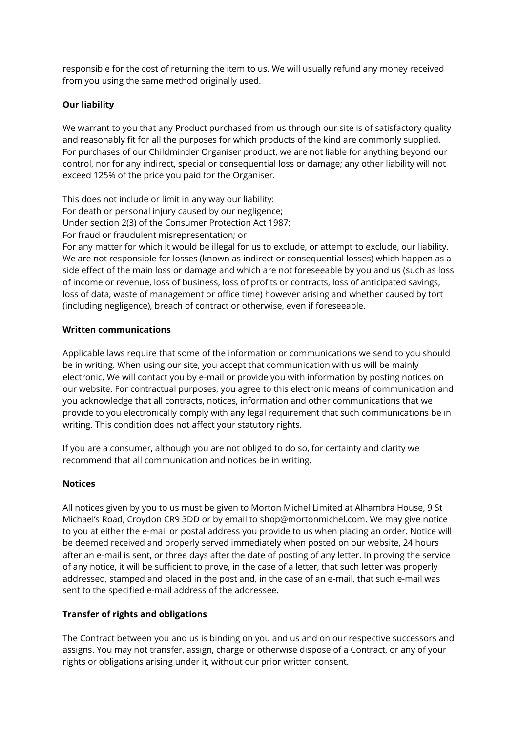responsible for the cost of returning the item to us. We will usually refund any money received from you using the same method originally used.

**Our liability**

We warrant to you that any Product purchased from us through our site is of satisfactory quality and reasonably fit for all the purposes for which products of the kind are commonly supplied. For purchases of our Childminder Organiser product, we are not liable for anything beyond our control, nor for any indirect, special or consequential loss or damage; any other liability will not exceed 125% of the price you paid for the Organiser.

This does not include or limit in any way our liability:
For death or personal injury caused by our negligence;
Under section 2(3) of the Consumer Protection Act 1987;
For fraud or fraudulent misrepresentation; or
For any matter for which it would be illegal for us to exclude, or attempt to exclude, our liability.
We are not responsible for losses (known as indirect or consequential losses) which happen as a side effect of the main loss or damage and which are not foreseeable by you and us (such as loss of income or revenue, loss of business, loss of profits or contracts, loss of anticipated savings, loss of data, waste of management or office time) however arising and whether caused by tort (including negligence), breach of contract or otherwise, even if foreseeable.

**Written communications**

Applicable laws require that some of the information or communications we send to you should be in writing. When using our site, you accept that communication with us will be mainly electronic. We will contact you by e-mail or provide you with information by posting notices on our website. For contractual purposes, you agree to this electronic means of communication and you acknowledge that all contracts, notices, information and other communications that we provide to you electronically comply with any legal requirement that such communications be in writing. This condition does not affect your statutory rights.

If you are a consumer, although you are not obliged to do so, for certainty and clarity we recommend that all communication and notices be in writing.

**Notices**

All notices given by you to us must be given to Morton Michel Limited at Alhambra House, 9 St Michael's Road, Croydon CR9 3DD or by email to shop@mortonmichel.com. We may give notice to you at either the e-mail or postal address you provide to us when placing an order. Notice will be deemed received and properly served immediately when posted on our website, 24 hours after an e-mail is sent, or three days after the date of posting of any letter. In proving the service of any notice, it will be sufficient to prove, in the case of a letter, that such letter was properly addressed, stamped and placed in the post and, in the case of an e-mail, that such e-mail was sent to the specified e-mail address of the addressee.

**Transfer of rights and obligations**

The Contract between you and us is binding on you and us and on our respective successors and assigns. You may not transfer, assign, charge or otherwise dispose of a Contract, or any of your rights or obligations arising under it, without our prior written consent.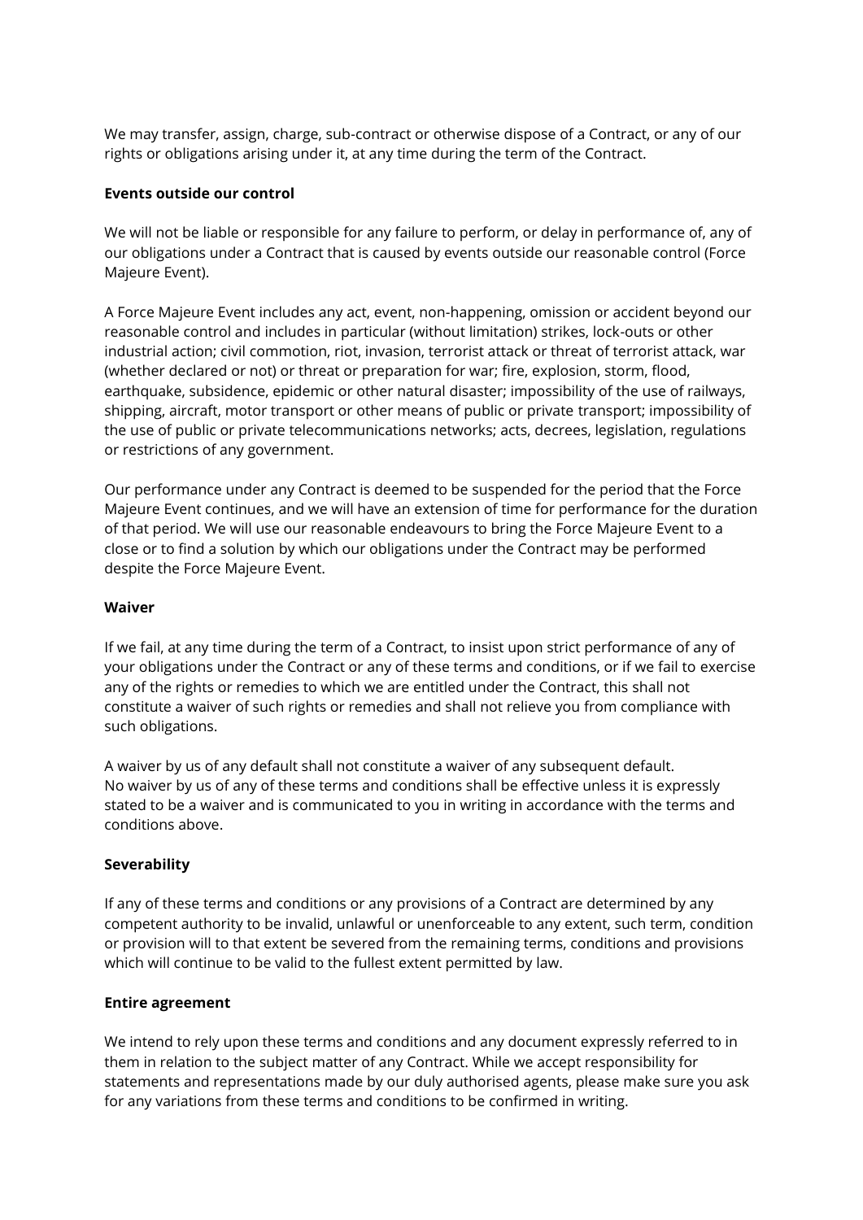We may transfer, assign, charge, sub-contract or otherwise dispose of a Contract, or any of our rights or obligations arising under it, at any time during the term of the Contract.

**Events outside our control**

We will not be liable or responsible for any failure to perform, or delay in performance of, any of our obligations under a Contract that is caused by events outside our reasonable control (Force Majeure Event).

A Force Majeure Event includes any act, event, non-happening, omission or accident beyond our reasonable control and includes in particular (without limitation) strikes, lock-outs or other industrial action; civil commotion, riot, invasion, terrorist attack or threat of terrorist attack, war (whether declared or not) or threat or preparation for war; fire, explosion, storm, flood, earthquake, subsidence, epidemic or other natural disaster; impossibility of the use of railways, shipping, aircraft, motor transport or other means of public or private transport; impossibility of the use of public or private telecommunications networks; acts, decrees, legislation, regulations or restrictions of any government.

Our performance under any Contract is deemed to be suspended for the period that the Force Majeure Event continues, and we will have an extension of time for performance for the duration of that period. We will use our reasonable endeavours to bring the Force Majeure Event to a close or to find a solution by which our obligations under the Contract may be performed despite the Force Majeure Event.

**Waiver**

If we fail, at any time during the term of a Contract, to insist upon strict performance of any of your obligations under the Contract or any of these terms and conditions, or if we fail to exercise any of the rights or remedies to which we are entitled under the Contract, this shall not constitute a waiver of such rights or remedies and shall not relieve you from compliance with such obligations.

A waiver by us of any default shall not constitute a waiver of any subsequent default.
No waiver by us of any of these terms and conditions shall be effective unless it is expressly stated to be a waiver and is communicated to you in writing in accordance with the terms and conditions above.

**Severability**

If any of these terms and conditions or any provisions of a Contract are determined by any competent authority to be invalid, unlawful or unenforceable to any extent, such term, condition or provision will to that extent be severed from the remaining terms, conditions and provisions which will continue to be valid to the fullest extent permitted by law.

**Entire agreement**

We intend to rely upon these terms and conditions and any document expressly referred to in them in relation to the subject matter of any Contract. While we accept responsibility for statements and representations made by our duly authorised agents, please make sure you ask for any variations from these terms and conditions to be confirmed in writing.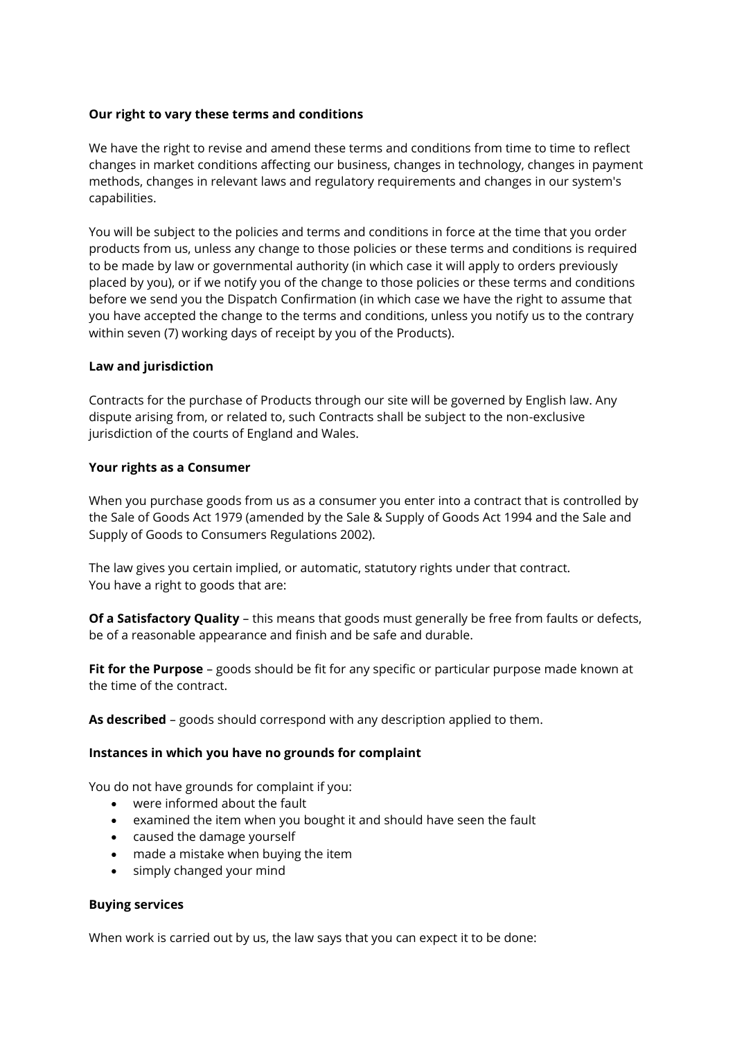**Our right to vary these terms and conditions**

We have the right to revise and amend these terms and conditions from time to time to reflect changes in market conditions affecting our business, changes in technology, changes in payment methods, changes in relevant laws and regulatory requirements and changes in our system's capabilities.

You will be subject to the policies and terms and conditions in force at the time that you order products from us, unless any change to those policies or these terms and conditions is required to be made by law or governmental authority (in which case it will apply to orders previously placed by you), or if we notify you of the change to those policies or these terms and conditions before we send you the Dispatch Confirmation (in which case we have the right to assume that you have accepted the change to the terms and conditions, unless you notify us to the contrary within seven (7) working days of receipt by you of the Products).

**Law and jurisdiction**

Contracts for the purchase of Products through our site will be governed by English law. Any dispute arising from, or related to, such Contracts shall be subject to the non-exclusive jurisdiction of the courts of England and Wales.

**Your rights as a Consumer**

When you purchase goods from us as a consumer you enter into a contract that is controlled by the Sale of Goods Act 1979 (amended by the Sale & Supply of Goods Act 1994 and the Sale and Supply of Goods to Consumers Regulations 2002).

The law gives you certain implied, or automatic, statutory rights under that contract.
You have a right to goods that are:

**Of a Satisfactory Quality** – this means that goods must generally be free from faults or defects, be of a reasonable appearance and finish and be safe and durable.

**Fit for the Purpose** – goods should be fit for any specific or particular purpose made known at the time of the contract.

**As described** – goods should correspond with any description applied to them.

**Instances in which you have no grounds for complaint**

You do not have grounds for complaint if you:

- were informed about the fault
- examined the item when you bought it and should have seen the fault
- caused the damage yourself
- made a mistake when buying the item
- simply changed your mind

**Buying services**

When work is carried out by us, the law says that you can expect it to be done: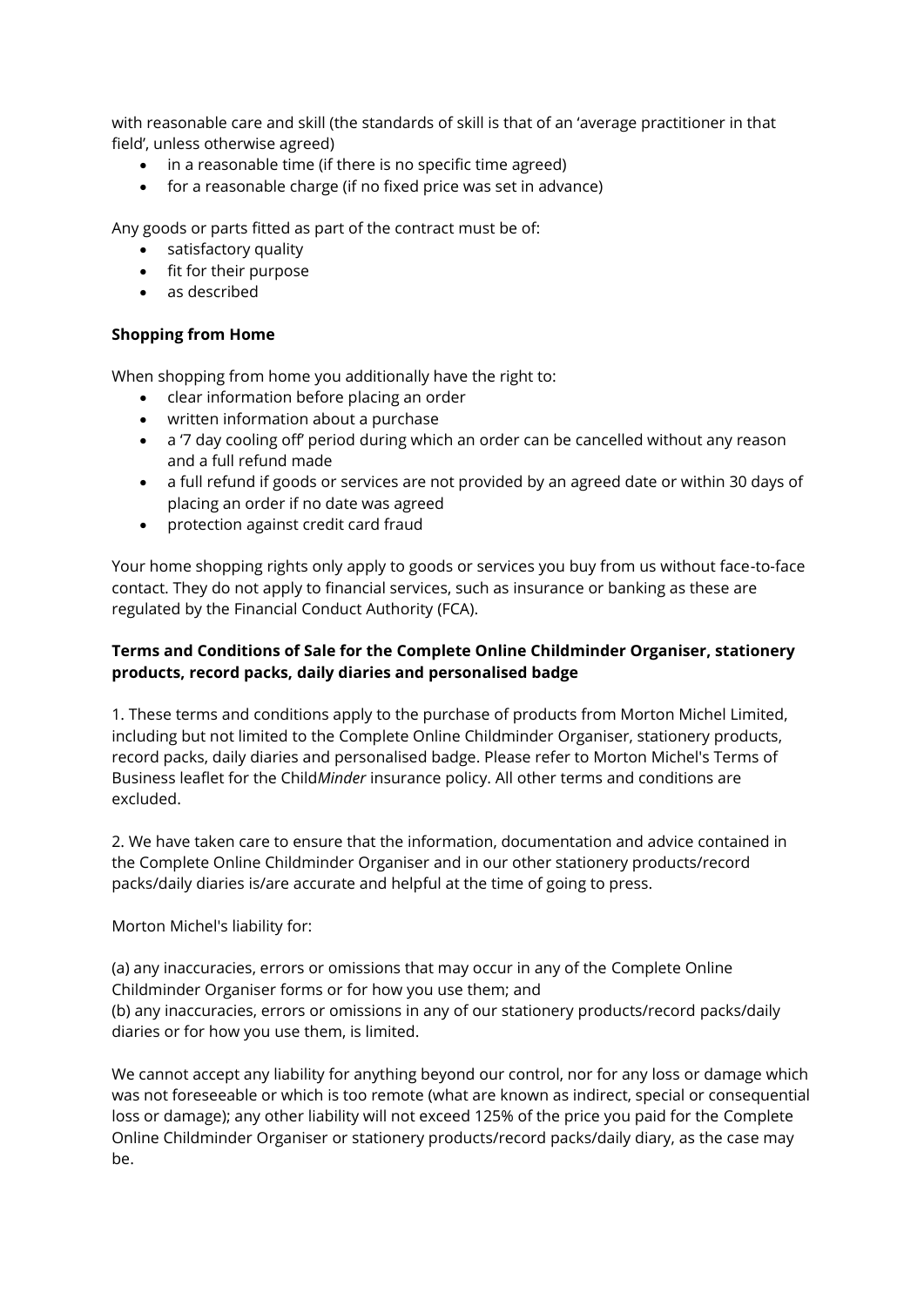with reasonable care and skill (the standards of skill is that of an 'average practitioner in that field', unless otherwise agreed)

- in a reasonable time (if there is no specific time agreed)
- for a reasonable charge (if no fixed price was set in advance)

Any goods or parts fitted as part of the contract must be of:

- satisfactory quality
- fit for their purpose
- as described

**Shopping from Home**

When shopping from home you additionally have the right to:

- clear information before placing an order
- written information about a purchase
- a '7 day cooling off' period during which an order can be cancelled without any reason and a full refund made
- a full refund if goods or services are not provided by an agreed date or within 30 days of placing an order if no date was agreed
- protection against credit card fraud

Your home shopping rights only apply to goods or services you buy from us without face-to-face contact. They do not apply to financial services, such as insurance or banking as these are regulated by the Financial Conduct Authority (FCA).

**Terms and Conditions of Sale for the Complete Online Childminder Organiser, stationery products, record packs, daily diaries and personalised badge**

1. These terms and conditions apply to the purchase of products from Morton Michel Limited, including but not limited to the Complete Online Childminder Organiser, stationery products, record packs, daily diaries and personalised badge. Please refer to Morton Michel's Terms of Business leaflet for the Child*Minder* insurance policy. All other terms and conditions are excluded.

2. We have taken care to ensure that the information, documentation and advice contained in the Complete Online Childminder Organiser and in our other stationery products/record packs/daily diaries is/are accurate and helpful at the time of going to press.

Morton Michel's liability for:

(a) any inaccuracies, errors or omissions that may occur in any of the Complete Online Childminder Organiser forms or for how you use them; and
(b) any inaccuracies, errors or omissions in any of our stationery products/record packs/daily diaries or for how you use them, is limited.

We cannot accept any liability for anything beyond our control, nor for any loss or damage which was not foreseeable or which is too remote (what are known as indirect, special or consequential loss or damage); any other liability will not exceed 125% of the price you paid for the Complete Online Childminder Organiser or stationery products/record packs/daily diary, as the case may be.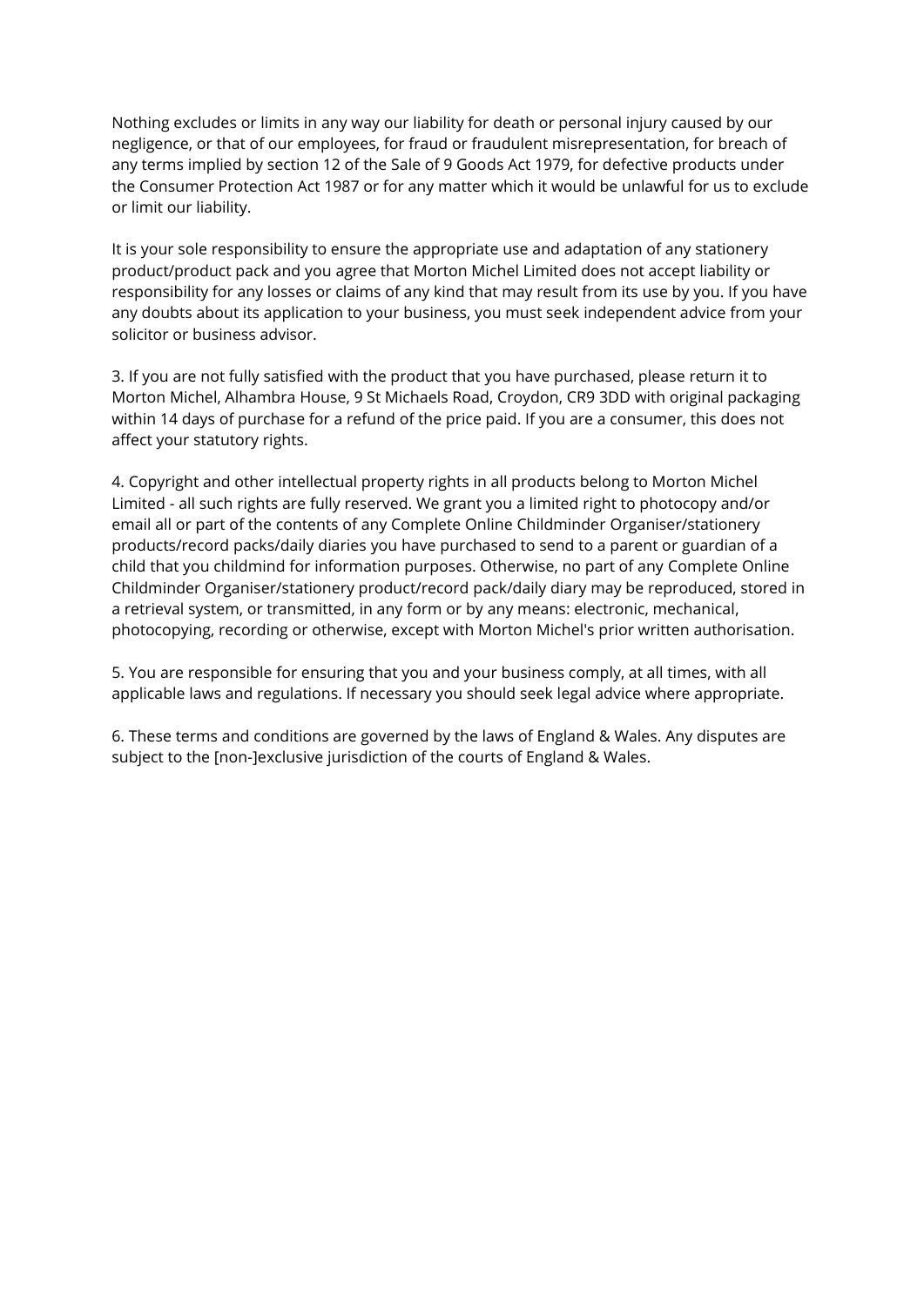Nothing excludes or limits in any way our liability for death or personal injury caused by our negligence, or that of our employees, for fraud or fraudulent misrepresentation, for breach of any terms implied by section 12 of the Sale of 9 Goods Act 1979, for defective products under the Consumer Protection Act 1987 or for any matter which it would be unlawful for us to exclude or limit our liability.

It is your sole responsibility to ensure the appropriate use and adaptation of any stationery product/product pack and you agree that Morton Michel Limited does not accept liability or responsibility for any losses or claims of any kind that may result from its use by you. If you have any doubts about its application to your business, you must seek independent advice from your solicitor or business advisor.

3. If you are not fully satisfied with the product that you have purchased, please return it to Morton Michel, Alhambra House, 9 St Michaels Road, Croydon, CR9 3DD with original packaging within 14 days of purchase for a refund of the price paid. If you are a consumer, this does not affect your statutory rights.

4. Copyright and other intellectual property rights in all products belong to Morton Michel Limited - all such rights are fully reserved. We grant you a limited right to photocopy and/or email all or part of the contents of any Complete Online Childminder Organiser/stationery products/record packs/daily diaries you have purchased to send to a parent or guardian of a child that you childmind for information purposes. Otherwise, no part of any Complete Online Childminder Organiser/stationery product/record pack/daily diary may be reproduced, stored in a retrieval system, or transmitted, in any form or by any means: electronic, mechanical, photocopying, recording or otherwise, except with Morton Michel's prior written authorisation.

5. You are responsible for ensuring that you and your business comply, at all times, with all applicable laws and regulations. If necessary you should seek legal advice where appropriate.

6. These terms and conditions are governed by the laws of England & Wales. Any disputes are subject to the [non-]exclusive jurisdiction of the courts of England & Wales.